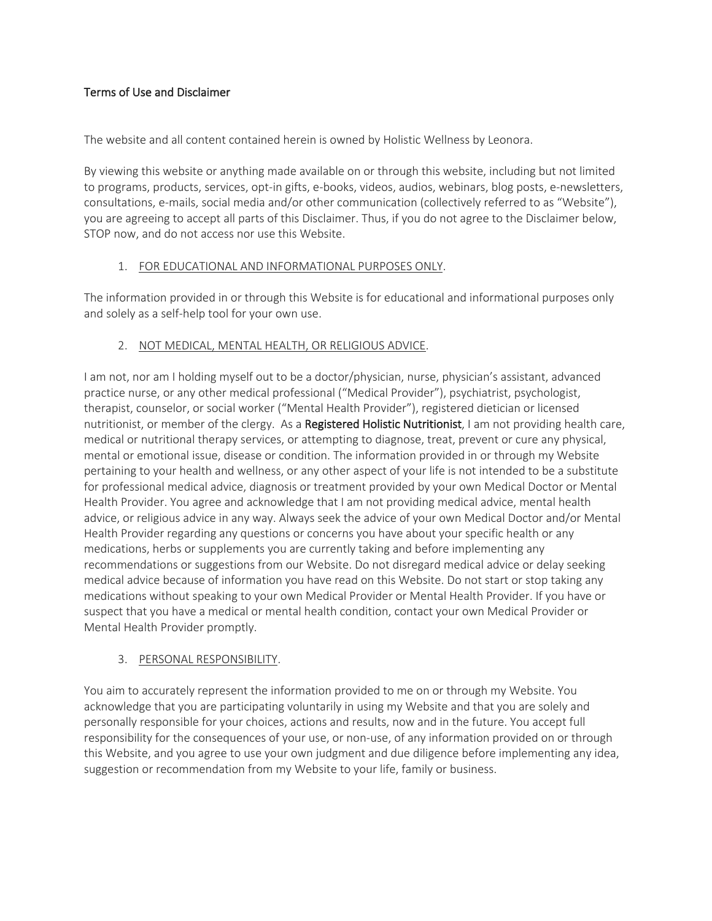# Terms of Use and Disclaimer

The website and all content contained herein is owned by Holistic Wellness by Leonora.

By viewing this website or anything made available on or through this website, including but not limited to programs, products, services, opt-in gifts, e-books, videos, audios, webinars, blog posts, e-newsletters, consultations, e-mails, social media and/or other communication (collectively referred to as "Website"), you are agreeing to accept all parts of this Disclaimer. Thus, if you do not agree to the Disclaimer below, STOP now, and do not access nor use this Website.

1. FOR EDUCATIONAL AND INFORMATIONAL PURPOSES ONLY.

The information provided in or through this Website is for educational and informational purposes only and solely as a self-help tool for your own use.

2. NOT MEDICAL, MENTAL HEALTH, OR RELIGIOUS ADVICE.

I am not, nor am I holding myself out to be a doctor/physician, nurse, physician's assistant, advanced practice nurse, or any other medical professional ("Medical Provider"), psychiatrist, psychologist, therapist, counselor, or social worker ("Mental Health Provider"), registered dietician or licensed nutritionist, or member of the clergy. As a **Registered Holistic Nutritionist**, I am not providing health care, medical or nutritional therapy services, or attempting to diagnose, treat, prevent or cure any physical, mental or emotional issue, disease or condition. The information provided in or through my Website pertaining to your health and wellness, or any other aspect of your life is not intended to be a substitute for professional medical advice, diagnosis or treatment provided by your own Medical Doctor or Mental Health Provider. You agree and acknowledge that I am not providing medical advice, mental health advice, or religious advice in any way. Always seek the advice of your own Medical Doctor and/or Mental Health Provider regarding any questions or concerns you have about your specific health or any medications, herbs or supplements you are currently taking and before implementing any recommendations or suggestions from our Website. Do not disregard medical advice or delay seeking medical advice because of information you have read on this Website. Do not start or stop taking any medications without speaking to your own Medical Provider or Mental Health Provider. If you have or suspect that you have a medical or mental health condition, contact your own Medical Provider or Mental Health Provider promptly.

3. PERSONAL RESPONSIBILITY.

You aim to accurately represent the information provided to me on or through my Website. You acknowledge that you are participating voluntarily in using my Website and that you are solely and personally responsible for your choices, actions and results, now and in the future. You accept full responsibility for the consequences of your use, or non-use, of any information provided on or through this Website, and you agree to use your own judgment and due diligence before implementing any idea, suggestion or recommendation from my Website to your life, family or business.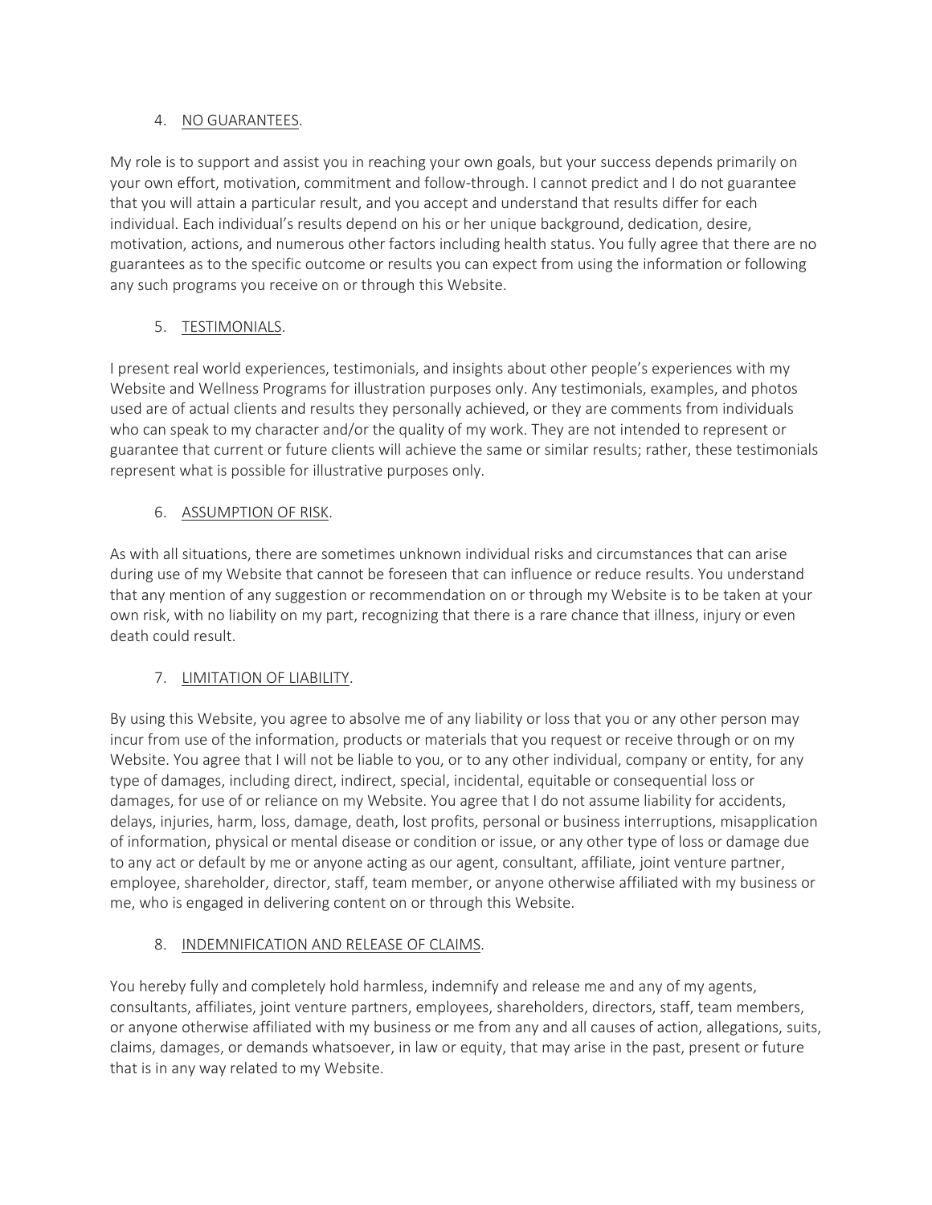4. <u>NO GUARANTEES</u>.

My role is to support and assist you in reaching your own goals, but your success depends primarily on your own effort, motivation, commitment and follow-through. I cannot predict and I do not guarantee that you will attain a particular result, and you accept and understand that results differ for each individual. Each individual's results depend on his or her unique background, dedication, desire, motivation, actions, and numerous other factors including health status. You fully agree that there are no guarantees as to the specific outcome or results you can expect from using the information or following any such programs you receive on or through this Website.

5. <u>TESTIMONIALS</u>.

I present real world experiences, testimonials, and insights about other people's experiences with my Website and Wellness Programs for illustration purposes only. Any testimonials, examples, and photos used are of actual clients and results they personally achieved, or they are comments from individuals who can speak to my character and/or the quality of my work. They are not intended to represent or guarantee that current or future clients will achieve the same or similar results; rather, these testimonials represent what is possible for illustrative purposes only.

6. <u>ASSUMPTION OF RISK</u>.

As with all situations, there are sometimes unknown individual risks and circumstances that can arise during use of my Website that cannot be foreseen that can influence or reduce results. You understand that any mention of any suggestion or recommendation on or through my Website is to be taken at your own risk, with no liability on my part, recognizing that there is a rare chance that illness, injury or even death could result.

7. <u>LIMITATION OF LIABILITY</u>.

By using this Website, you agree to absolve me of any liability or loss that you or any other person may incur from use of the information, products or materials that you request or receive through or on my Website. You agree that I will not be liable to you, or to any other individual, company or entity, for any type of damages, including direct, indirect, special, incidental, equitable or consequential loss or damages, for use of or reliance on my Website. You agree that I do not assume liability for accidents, delays, injuries, harm, loss, damage, death, lost profits, personal or business interruptions, misapplication of information, physical or mental disease or condition or issue, or any other type of loss or damage due to any act or default by me or anyone acting as our agent, consultant, affiliate, joint venture partner, employee, shareholder, director, staff, team member, or anyone otherwise affiliated with my business or me, who is engaged in delivering content on or through this Website.

8. <u>INDEMNIFICATION AND RELEASE OF CLAIMS</u>.

You hereby fully and completely hold harmless, indemnify and release me and any of my agents, consultants, affiliates, joint venture partners, employees, shareholders, directors, staff, team members, or anyone otherwise affiliated with my business or me from any and all causes of action, allegations, suits, claims, damages, or demands whatsoever, in law or equity, that may arise in the past, present or future that is in any way related to my Website.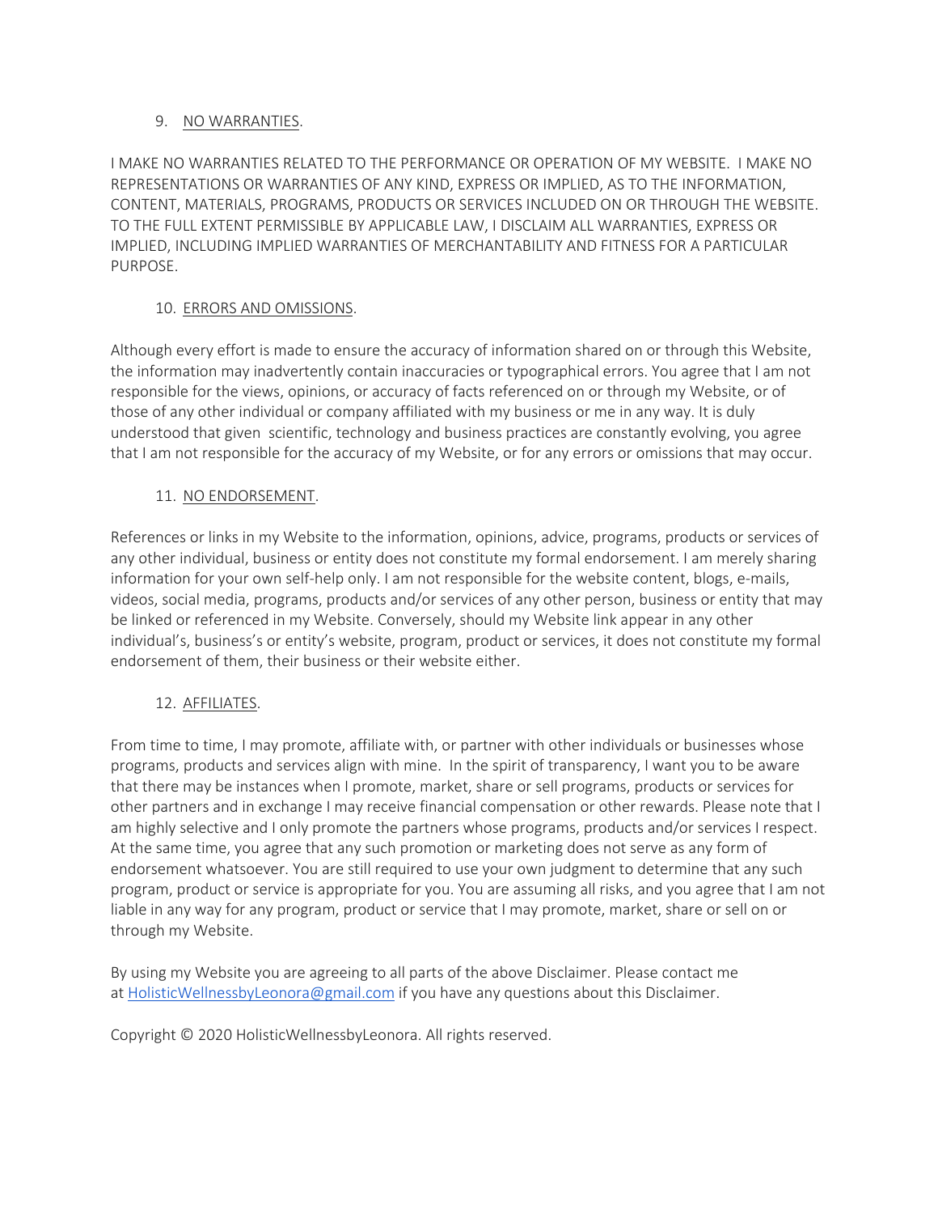9. NO WARRANTIES.

I MAKE NO WARRANTIES RELATED TO THE PERFORMANCE OR OPERATION OF MY WEBSITE. I MAKE NO REPRESENTATIONS OR WARRANTIES OF ANY KIND, EXPRESS OR IMPLIED, AS TO THE INFORMATION, CONTENT, MATERIALS, PROGRAMS, PRODUCTS OR SERVICES INCLUDED ON OR THROUGH THE WEBSITE. TO THE FULL EXTENT PERMISSIBLE BY APPLICABLE LAW, I DISCLAIM ALL WARRANTIES, EXPRESS OR IMPLIED, INCLUDING IMPLIED WARRANTIES OF MERCHANTABILITY AND FITNESS FOR A PARTICULAR PURPOSE.

10. ERRORS AND OMISSIONS.

Although every effort is made to ensure the accuracy of information shared on or through this Website, the information may inadvertently contain inaccuracies or typographical errors. You agree that I am not responsible for the views, opinions, or accuracy of facts referenced on or through my Website, or of those of any other individual or company affiliated with my business or me in any way. It is duly understood that given scientific, technology and business practices are constantly evolving, you agree that I am not responsible for the accuracy of my Website, or for any errors or omissions that may occur.

11. NO ENDORSEMENT.

References or links in my Website to the information, opinions, advice, programs, products or services of any other individual, business or entity does not constitute my formal endorsement. I am merely sharing information for your own self-help only. I am not responsible for the website content, blogs, e-mails, videos, social media, programs, products and/or services of any other person, business or entity that may be linked or referenced in my Website. Conversely, should my Website link appear in any other individual's, business's or entity's website, program, product or services, it does not constitute my formal endorsement of them, their business or their website either.

12. AFFILIATES.

From time to time, I may promote, affiliate with, or partner with other individuals or businesses whose programs, products and services align with mine. In the spirit of transparency, I want you to be aware that there may be instances when I promote, market, share or sell programs, products or services for other partners and in exchange I may receive financial compensation or other rewards. Please note that I am highly selective and I only promote the partners whose programs, products and/or services I respect. At the same time, you agree that any such promotion or marketing does not serve as any form of endorsement whatsoever. You are still required to use your own judgment to determine that any such program, product or service is appropriate for you. You are assuming all risks, and you agree that I am not liable in any way for any program, product or service that I may promote, market, share or sell on or through my Website.

By using my Website you are agreeing to all parts of the above Disclaimer. Please contact me at HolisticWellnessbyLeonora@gmail.com if you have any questions about this Disclaimer.

Copyright © 2020 HolisticWellnessbyLeonora. All rights reserved.